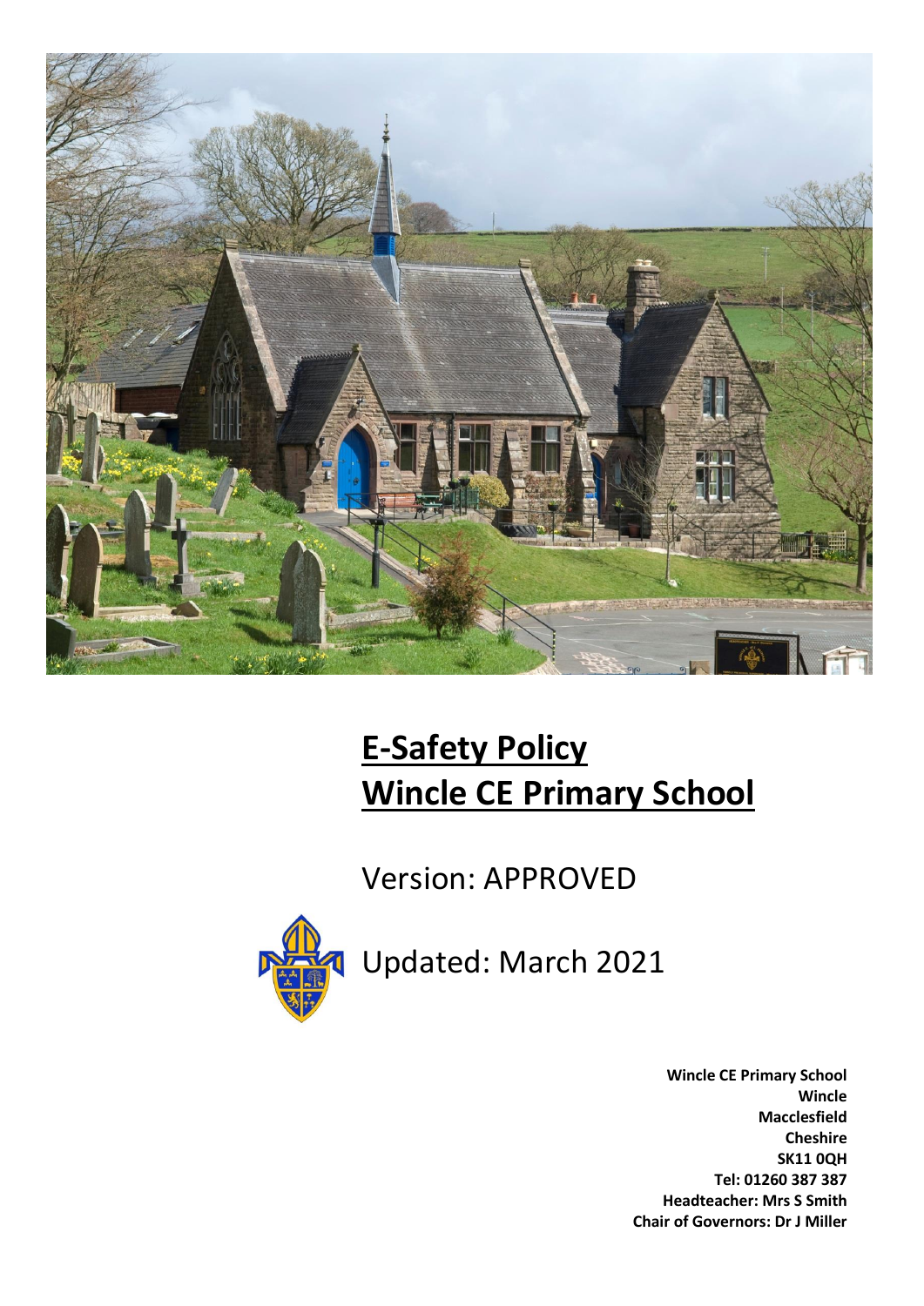# E-Safety Policy
# Wincle CE Primary School

Version: APPROVED

Updated: March 2021

**Wincle CE Primary School**
**Wincle**
**Macclesfield**
**Cheshire**
**SK11 0QH**
**Tel: 01260 387 387**
**Headteacher: Mrs S Smith**
**Chair of Governors: Dr J Miller**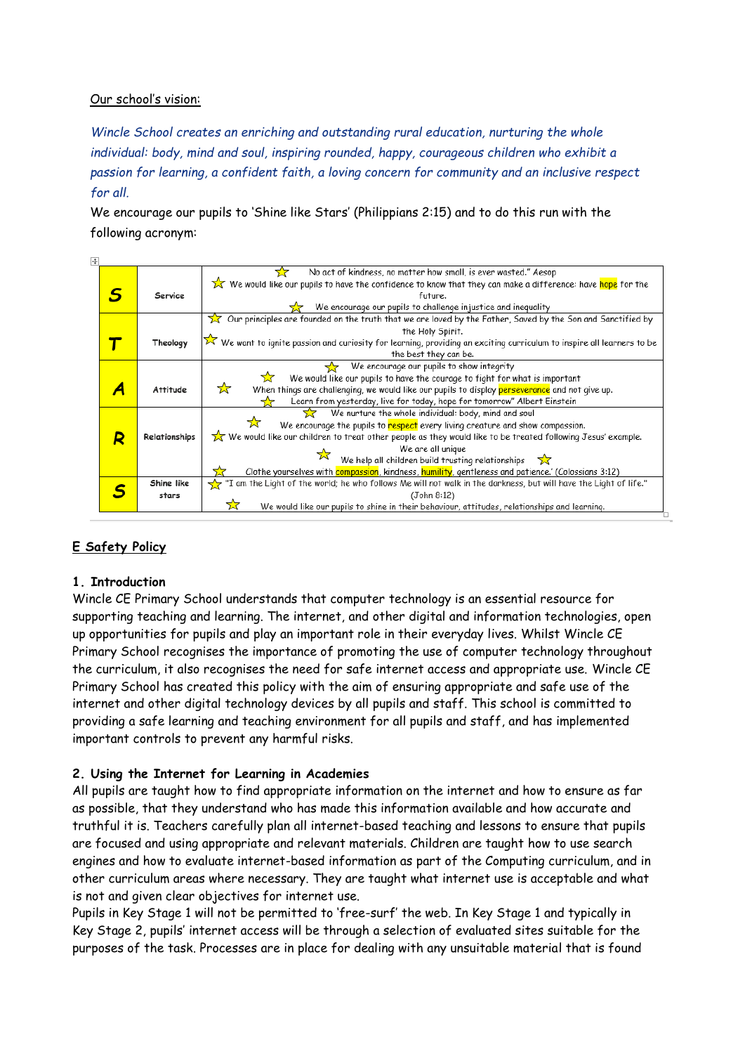Our school's vision:

*Wincle School creates an enriching and outstanding rural education, nurturing the whole individual: body, mind and soul, inspiring rounded, happy, courageous children who exhibit a passion for learning, a confident faith, a loving concern for community and an inclusive respect for all.*

We encourage our pupils to 'Shine like Stars' (Philippians 2:15) and to do this run with the following acronym:

| | | |
|---|---|---|
| **S** | Service | ☆ No act of kindness, no matter how small, is ever wasted." Aesop<br>☆ We would like our pupils to have the confidence to know that they can make a difference: have hope for the future.<br>☆ We encourage our pupils to challenge injustice and inequality |
| **T** | Theology | ☆ Our principles are founded on the truth that we are loved by the Father, Saved by the Son and Sanctified by the Holy Spirit.<br>☆ We want to ignite passion and curiosity for learning, providing an exciting curriculum to inspire all learners to be the best they can be. |
| **A** | Attitude | ☆ We encourage our pupils to show integrity<br>☆ We would like our pupils to have the courage to fight for what is important<br>☆ When things are challenging, we would like our pupils to display perseverance and not give up.<br>☆ Learn from yesterday, live for today, hope for tomorrow" Albert Einstein |
| **R** | Relationships | ☆ We nurture the whole individual: body, mind and soul<br>☆ We encourage the pupils to respect every living creature and show compassion.<br>☆ We would like our children to treat other people as they would like to be treated following Jesus' example.<br>We are all unique<br>☆ We help all children build trusting relationships ☆<br>☆ Clothe yourselves with compassion, kindness, humility, gentleness and patience.' (Colossians 3:12) |
| **S** | Shine like stars | ☆ "I am the Light of the world; he who follows Me will not walk in the darkness, but will have the Light of life." (John 8:12)<br>☆ We would like our pupils to shine in their behaviour, attitudes, relationships and learning. |

## E Safety Policy

### 1. Introduction

Wincle CE Primary School understands that computer technology is an essential resource for supporting teaching and learning. The internet, and other digital and information technologies, open up opportunities for pupils and play an important role in their everyday lives. Whilst Wincle CE Primary School recognises the importance of promoting the use of computer technology throughout the curriculum, it also recognises the need for safe internet access and appropriate use. Wincle CE Primary School has created this policy with the aim of ensuring appropriate and safe use of the internet and other digital technology devices by all pupils and staff. This school is committed to providing a safe learning and teaching environment for all pupils and staff, and has implemented important controls to prevent any harmful risks.

### 2. Using the Internet for Learning in Academies

All pupils are taught how to find appropriate information on the internet and how to ensure as far as possible, that they understand who has made this information available and how accurate and truthful it is. Teachers carefully plan all internet-based teaching and lessons to ensure that pupils are focused and using appropriate and relevant materials. Children are taught how to use search engines and how to evaluate internet-based information as part of the Computing curriculum, and in other curriculum areas where necessary. They are taught what internet use is acceptable and what is not and given clear objectives for internet use.

Pupils in Key Stage 1 will not be permitted to 'free-surf' the web. In Key Stage 1 and typically in Key Stage 2, pupils' internet access will be through a selection of evaluated sites suitable for the purposes of the task. Processes are in place for dealing with any unsuitable material that is found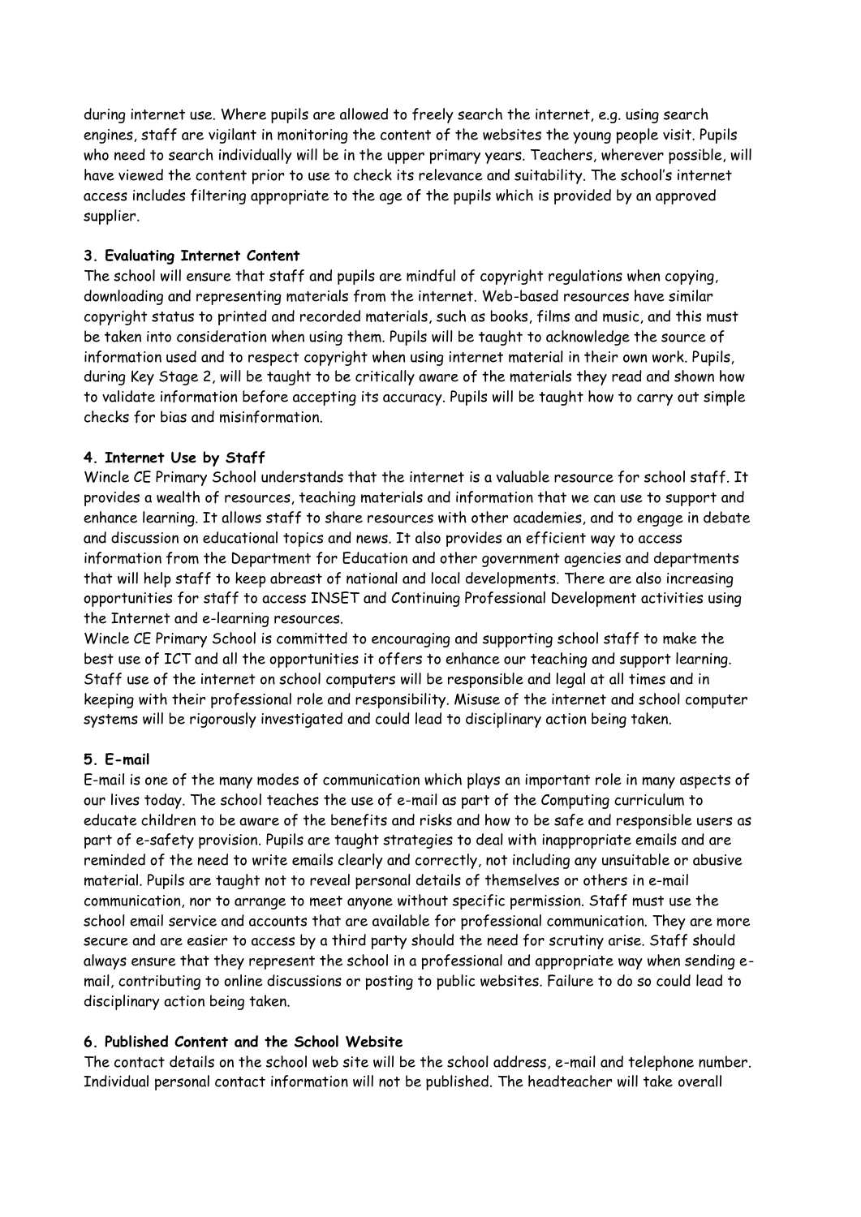during internet use. Where pupils are allowed to freely search the internet, e.g. using search engines, staff are vigilant in monitoring the content of the websites the young people visit. Pupils who need to search individually will be in the upper primary years. Teachers, wherever possible, will have viewed the content prior to use to check its relevance and suitability. The school's internet access includes filtering appropriate to the age of the pupils which is provided by an approved supplier.

**3. Evaluating Internet Content**

The school will ensure that staff and pupils are mindful of copyright regulations when copying, downloading and representing materials from the internet. Web-based resources have similar copyright status to printed and recorded materials, such as books, films and music, and this must be taken into consideration when using them. Pupils will be taught to acknowledge the source of information used and to respect copyright when using internet material in their own work. Pupils, during Key Stage 2, will be taught to be critically aware of the materials they read and shown how to validate information before accepting its accuracy. Pupils will be taught how to carry out simple checks for bias and misinformation.

**4. Internet Use by Staff**

Wincle CE Primary School understands that the internet is a valuable resource for school staff. It provides a wealth of resources, teaching materials and information that we can use to support and enhance learning. It allows staff to share resources with other academies, and to engage in debate and discussion on educational topics and news. It also provides an efficient way to access information from the Department for Education and other government agencies and departments that will help staff to keep abreast of national and local developments. There are also increasing opportunities for staff to access INSET and Continuing Professional Development activities using the Internet and e-learning resources.

Wincle CE Primary School is committed to encouraging and supporting school staff to make the best use of ICT and all the opportunities it offers to enhance our teaching and support learning. Staff use of the internet on school computers will be responsible and legal at all times and in keeping with their professional role and responsibility. Misuse of the internet and school computer systems will be rigorously investigated and could lead to disciplinary action being taken.

**5. E-mail**

E-mail is one of the many modes of communication which plays an important role in many aspects of our lives today. The school teaches the use of e-mail as part of the Computing curriculum to educate children to be aware of the benefits and risks and how to be safe and responsible users as part of e-safety provision. Pupils are taught strategies to deal with inappropriate emails and are reminded of the need to write emails clearly and correctly, not including any unsuitable or abusive material. Pupils are taught not to reveal personal details of themselves or others in e-mail communication, nor to arrange to meet anyone without specific permission. Staff must use the school email service and accounts that are available for professional communication. They are more secure and are easier to access by a third party should the need for scrutiny arise. Staff should always ensure that they represent the school in a professional and appropriate way when sending e-mail, contributing to online discussions or posting to public websites. Failure to do so could lead to disciplinary action being taken.

**6. Published Content and the School Website**

The contact details on the school web site will be the school address, e-mail and telephone number. Individual personal contact information will not be published. The headteacher will take overall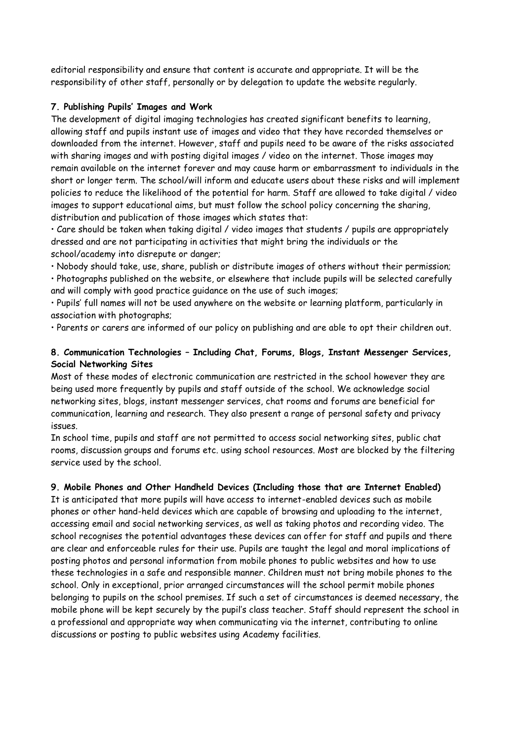editorial responsibility and ensure that content is accurate and appropriate. It will be the responsibility of other staff, personally or by delegation to update the website regularly.

**7. Publishing Pupils' Images and Work**

The development of digital imaging technologies has created significant benefits to learning, allowing staff and pupils instant use of images and video that they have recorded themselves or downloaded from the internet. However, staff and pupils need to be aware of the risks associated with sharing images and with posting digital images / video on the internet. Those images may remain available on the internet forever and may cause harm or embarrassment to individuals in the short or longer term. The school/will inform and educate users about these risks and will implement policies to reduce the likelihood of the potential for harm. Staff are allowed to take digital / video images to support educational aims, but must follow the school policy concerning the sharing, distribution and publication of those images which states that:

- Care should be taken when taking digital / video images that students / pupils are appropriately dressed and are not participating in activities that might bring the individuals or the school/academy into disrepute or danger;
- Nobody should take, use, share, publish or distribute images of others without their permission;
- Photographs published on the website, or elsewhere that include pupils will be selected carefully and will comply with good practice guidance on the use of such images;
- Pupils' full names will not be used anywhere on the website or learning platform, particularly in association with photographs;
- Parents or carers are informed of our policy on publishing and are able to opt their children out.

**8. Communication Technologies – Including Chat, Forums, Blogs, Instant Messenger Services, Social Networking Sites**

Most of these modes of electronic communication are restricted in the school however they are being used more frequently by pupils and staff outside of the school. We acknowledge social networking sites, blogs, instant messenger services, chat rooms and forums are beneficial for communication, learning and research. They also present a range of personal safety and privacy issues.

In school time, pupils and staff are not permitted to access social networking sites, public chat rooms, discussion groups and forums etc. using school resources. Most are blocked by the filtering service used by the school.

**9. Mobile Phones and Other Handheld Devices (Including those that are Internet Enabled)**

It is anticipated that more pupils will have access to internet-enabled devices such as mobile phones or other hand-held devices which are capable of browsing and uploading to the internet, accessing email and social networking services, as well as taking photos and recording video. The school recognises the potential advantages these devices can offer for staff and pupils and there are clear and enforceable rules for their use. Pupils are taught the legal and moral implications of posting photos and personal information from mobile phones to public websites and how to use these technologies in a safe and responsible manner. Children must not bring mobile phones to the school. Only in exceptional, prior arranged circumstances will the school permit mobile phones belonging to pupils on the school premises. If such a set of circumstances is deemed necessary, the mobile phone will be kept securely by the pupil's class teacher. Staff should represent the school in a professional and appropriate way when communicating via the internet, contributing to online discussions or posting to public websites using Academy facilities.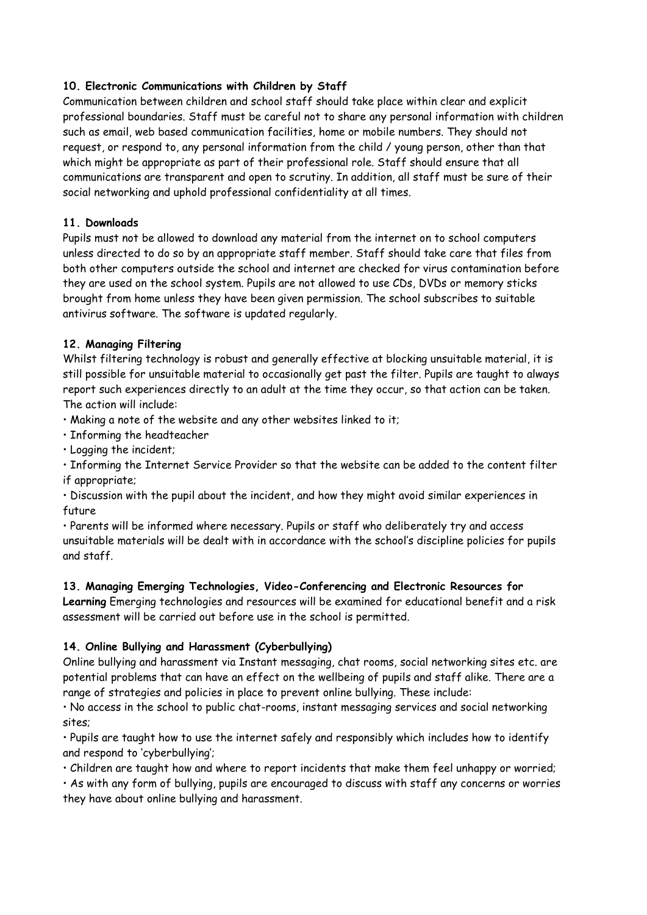**10. Electronic Communications with Children by Staff**

Communication between children and school staff should take place within clear and explicit professional boundaries. Staff must be careful not to share any personal information with children such as email, web based communication facilities, home or mobile numbers. They should not request, or respond to, any personal information from the child / young person, other than that which might be appropriate as part of their professional role. Staff should ensure that all communications are transparent and open to scrutiny. In addition, all staff must be sure of their social networking and uphold professional confidentiality at all times.

**11. Downloads**

Pupils must not be allowed to download any material from the internet on to school computers unless directed to do so by an appropriate staff member. Staff should take care that files from both other computers outside the school and internet are checked for virus contamination before they are used on the school system. Pupils are not allowed to use CDs, DVDs or memory sticks brought from home unless they have been given permission. The school subscribes to suitable antivirus software. The software is updated regularly.

**12. Managing Filtering**

Whilst filtering technology is robust and generally effective at blocking unsuitable material, it is still possible for unsuitable material to occasionally get past the filter. Pupils are taught to always report such experiences directly to an adult at the time they occur, so that action can be taken. The action will include:

- Making a note of the website and any other websites linked to it;
- Informing the headteacher
- Logging the incident;
- Informing the Internet Service Provider so that the website can be added to the content filter if appropriate;
- Discussion with the pupil about the incident, and how they might avoid similar experiences in future
- Parents will be informed where necessary. Pupils or staff who deliberately try and access unsuitable materials will be dealt with in accordance with the school's discipline policies for pupils and staff.

**13. Managing Emerging Technologies, Video-Conferencing and Electronic Resources for Learning** Emerging technologies and resources will be examined for educational benefit and a risk assessment will be carried out before use in the school is permitted.

**14. Online Bullying and Harassment (Cyberbullying)**

Online bullying and harassment via Instant messaging, chat rooms, social networking sites etc. are potential problems that can have an effect on the wellbeing of pupils and staff alike. There are a range of strategies and policies in place to prevent online bullying. These include:

- No access in the school to public chat-rooms, instant messaging services and social networking sites;
- Pupils are taught how to use the internet safely and responsibly which includes how to identify and respond to 'cyberbullying';
- Children are taught how and where to report incidents that make them feel unhappy or worried;
- As with any form of bullying, pupils are encouraged to discuss with staff any concerns or worries they have about online bullying and harassment.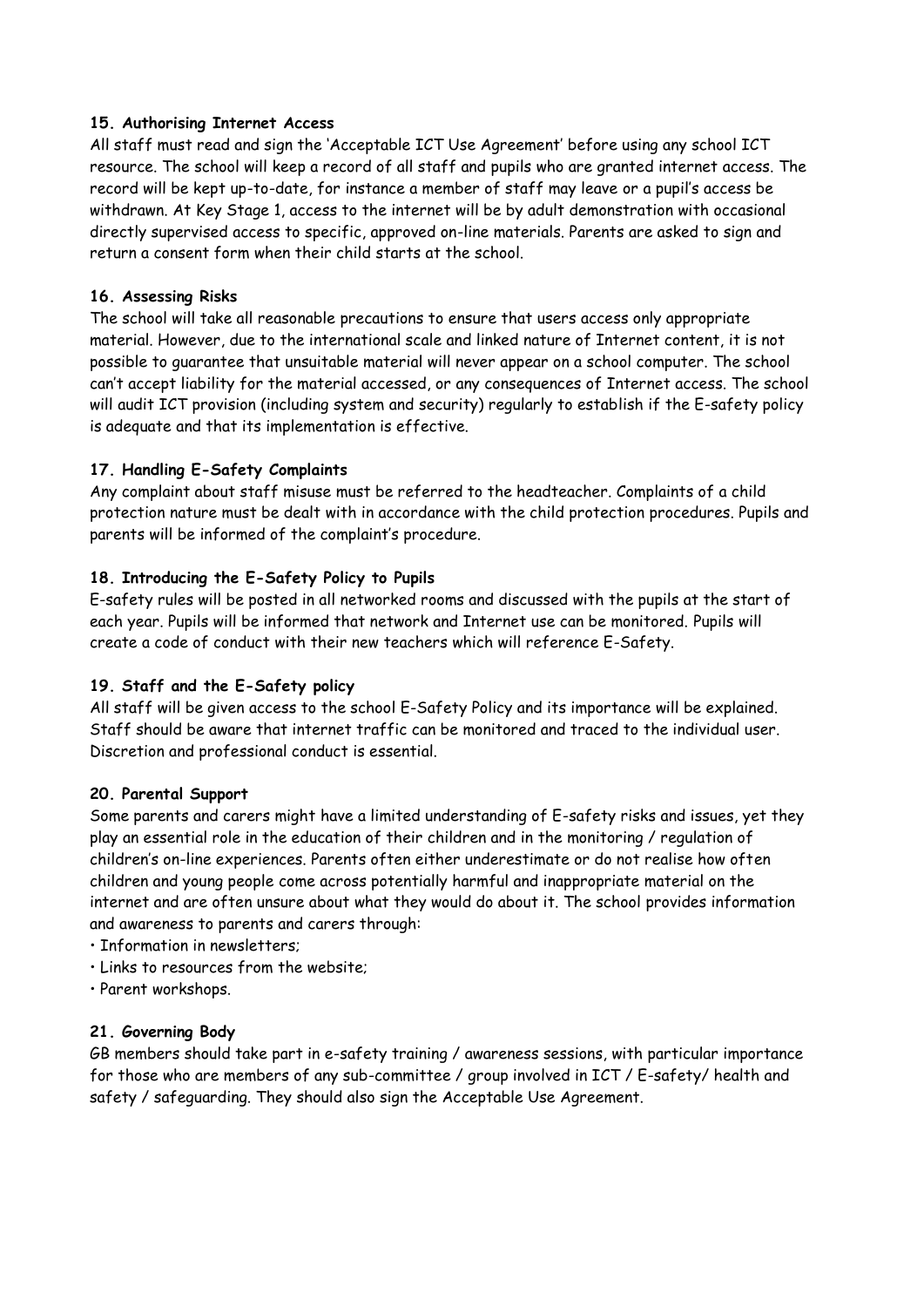**15. Authorising Internet Access**

All staff must read and sign the 'Acceptable ICT Use Agreement' before using any school ICT resource. The school will keep a record of all staff and pupils who are granted internet access. The record will be kept up-to-date, for instance a member of staff may leave or a pupil's access be withdrawn. At Key Stage 1, access to the internet will be by adult demonstration with occasional directly supervised access to specific, approved on-line materials. Parents are asked to sign and return a consent form when their child starts at the school.

**16. Assessing Risks**

The school will take all reasonable precautions to ensure that users access only appropriate material. However, due to the international scale and linked nature of Internet content, it is not possible to guarantee that unsuitable material will never appear on a school computer. The school can't accept liability for the material accessed, or any consequences of Internet access. The school will audit ICT provision (including system and security) regularly to establish if the E-safety policy is adequate and that its implementation is effective.

**17. Handling E-Safety Complaints**

Any complaint about staff misuse must be referred to the headteacher. Complaints of a child protection nature must be dealt with in accordance with the child protection procedures. Pupils and parents will be informed of the complaint's procedure.

**18. Introducing the E-Safety Policy to Pupils**

E-safety rules will be posted in all networked rooms and discussed with the pupils at the start of each year. Pupils will be informed that network and Internet use can be monitored. Pupils will create a code of conduct with their new teachers which will reference E-Safety.

**19. Staff and the E-Safety policy**

All staff will be given access to the school E-Safety Policy and its importance will be explained. Staff should be aware that internet traffic can be monitored and traced to the individual user. Discretion and professional conduct is essential.

**20. Parental Support**

Some parents and carers might have a limited understanding of E-safety risks and issues, yet they play an essential role in the education of their children and in the monitoring / regulation of children's on-line experiences. Parents often either underestimate or do not realise how often children and young people come across potentially harmful and inappropriate material on the internet and are often unsure about what they would do about it. The school provides information and awareness to parents and carers through:

- Information in newsletters;
- Links to resources from the website;
- Parent workshops.

**21. Governing Body**

GB members should take part in e-safety training / awareness sessions, with particular importance for those who are members of any sub-committee / group involved in ICT / E-safety/ health and safety / safeguarding. They should also sign the Acceptable Use Agreement.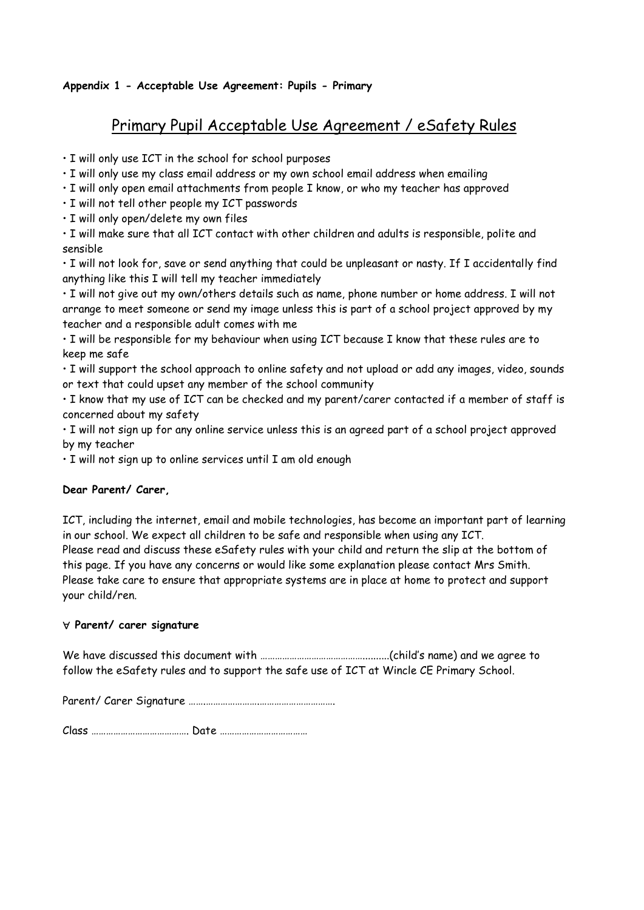**Appendix 1 - Acceptable Use Agreement: Pupils - Primary**

# Primary Pupil Acceptable Use Agreement / eSafety Rules

- I will only use ICT in the school for school purposes
- I will only use my class email address or my own school email address when emailing
- I will only open email attachments from people I know, or who my teacher has approved
- I will not tell other people my ICT passwords
- I will only open/delete my own files
- I will make sure that all ICT contact with other children and adults is responsible, polite and sensible
- I will not look for, save or send anything that could be unpleasant or nasty. If I accidentally find anything like this I will tell my teacher immediately
- I will not give out my own/others details such as name, phone number or home address. I will not arrange to meet someone or send my image unless this is part of a school project approved by my teacher and a responsible adult comes with me
- I will be responsible for my behaviour when using ICT because I know that these rules are to keep me safe
- I will support the school approach to online safety and not upload or add any images, video, sounds or text that could upset any member of the school community
- I know that my use of ICT can be checked and my parent/carer contacted if a member of staff is concerned about my safety
- I will not sign up for any online service unless this is an agreed part of a school project approved by my teacher
- I will not sign up to online services until I am old enough

**Dear Parent/ Carer,**

ICT, including the internet, email and mobile technologies, has become an important part of learning in our school. We expect all children to be safe and responsible when using any ICT.
Please read and discuss these eSafety rules with your child and return the slip at the bottom of this page. If you have any concerns or would like some explanation please contact Mrs Smith.
Please take care to ensure that appropriate systems are in place at home to protect and support your child/ren.

∀ **Parent/ carer signature**

We have discussed this document with ……………………………………..........(child's name) and we agree to follow the eSafety rules and to support the safe use of ICT at Wincle CE Primary School.

Parent/ Carer Signature …………………….…………………………….

Class …………………………………. Date ………………………………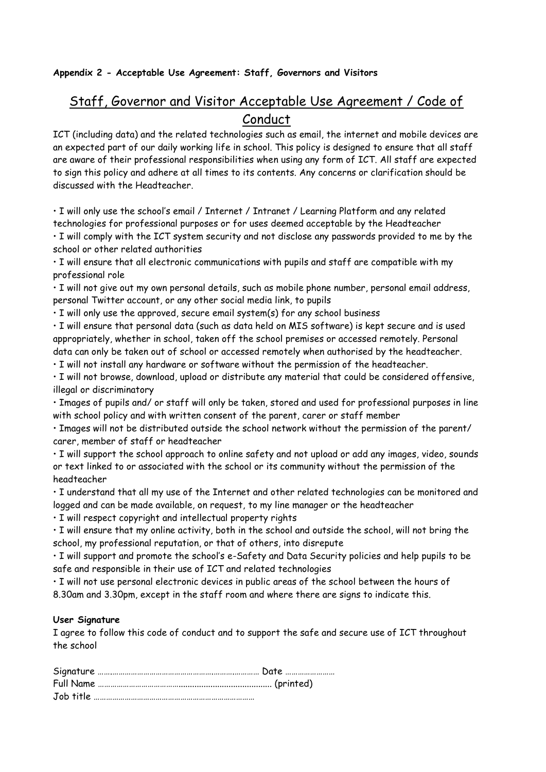**Appendix 2 - Acceptable Use Agreement: Staff, Governors and Visitors**

# Staff, Governor and Visitor Acceptable Use Agreement / Code of Conduct

ICT (including data) and the related technologies such as email, the internet and mobile devices are an expected part of our daily working life in school. This policy is designed to ensure that all staff are aware of their professional responsibilities when using any form of ICT. All staff are expected to sign this policy and adhere at all times to its contents. Any concerns or clarification should be discussed with the Headteacher.

- I will only use the school's email / Internet / Intranet / Learning Platform and any related technologies for professional purposes or for uses deemed acceptable by the Headteacher
- I will comply with the ICT system security and not disclose any passwords provided to me by the school or other related authorities
- I will ensure that all electronic communications with pupils and staff are compatible with my professional role
- I will not give out my own personal details, such as mobile phone number, personal email address, personal Twitter account, or any other social media link, to pupils
- I will only use the approved, secure email system(s) for any school business
- I will ensure that personal data (such as data held on MIS software) is kept secure and is used appropriately, whether in school, taken off the school premises or accessed remotely. Personal data can only be taken out of school or accessed remotely when authorised by the headteacher.
- I will not install any hardware or software without the permission of the headteacher.
- I will not browse, download, upload or distribute any material that could be considered offensive, illegal or discriminatory
- Images of pupils and/ or staff will only be taken, stored and used for professional purposes in line with school policy and with written consent of the parent, carer or staff member
- Images will not be distributed outside the school network without the permission of the parent/ carer, member of staff or headteacher
- I will support the school approach to online safety and not upload or add any images, video, sounds or text linked to or associated with the school or its community without the permission of the headteacher
- I understand that all my use of the Internet and other related technologies can be monitored and logged and can be made available, on request, to my line manager or the headteacher
- I will respect copyright and intellectual property rights
- I will ensure that my online activity, both in the school and outside the school, will not bring the school, my professional reputation, or that of others, into disrepute
- I will support and promote the school's e-Safety and Data Security policies and help pupils to be safe and responsible in their use of ICT and related technologies
- I will not use personal electronic devices in public areas of the school between the hours of 8.30am and 3.30pm, except in the staff room and where there are signs to indicate this.

**User Signature**

I agree to follow this code of conduct and to support the safe and secure use of ICT throughout the school

Signature ………………………………………………………………… Date ……………………

Full Name ………………………………………………………………… (printed)

Job title …………………………………………………………………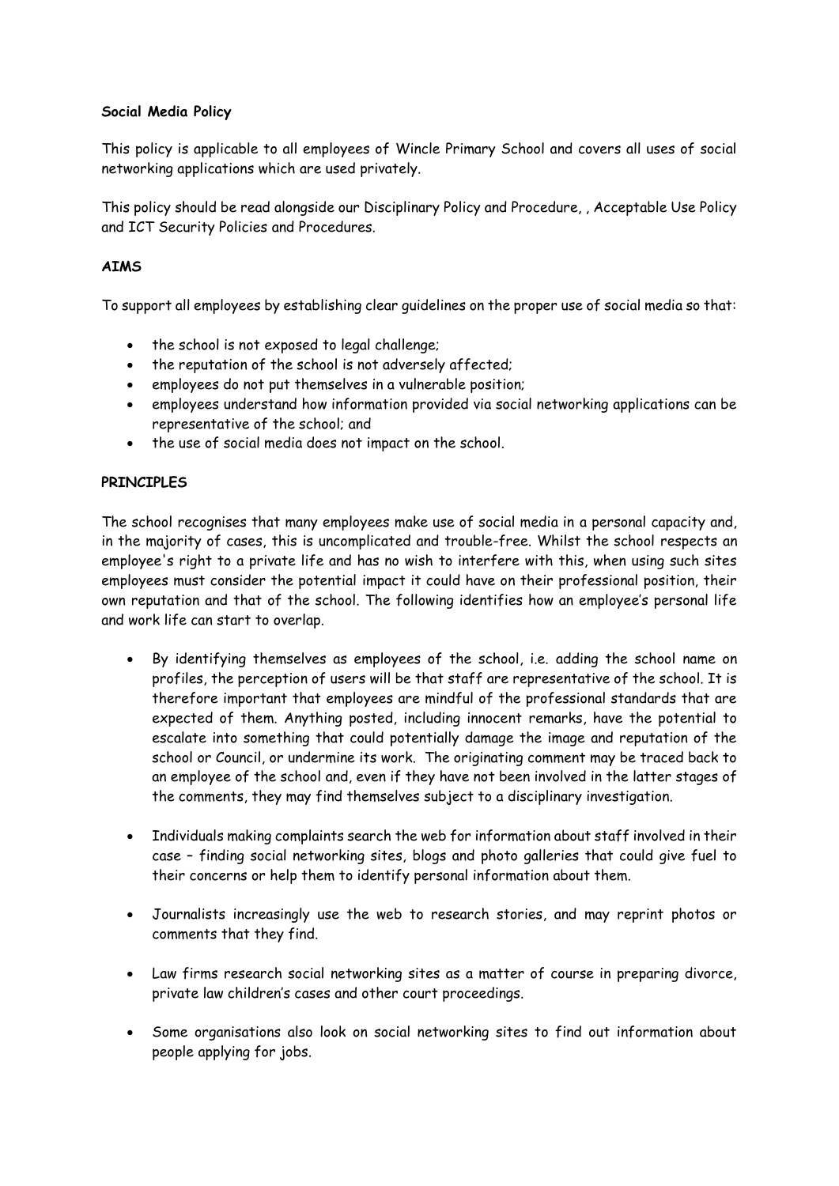**Social Media Policy**

This policy is applicable to all employees of Wincle Primary School and covers all uses of social networking applications which are used privately.

This policy should be read alongside our Disciplinary Policy and Procedure, , Acceptable Use Policy and ICT Security Policies and Procedures.

**AIMS**

To support all employees by establishing clear guidelines on the proper use of social media so that:

- the school is not exposed to legal challenge;
- the reputation of the school is not adversely affected;
- employees do not put themselves in a vulnerable position;
- employees understand how information provided via social networking applications can be representative of the school; and
- the use of social media does not impact on the school.

**PRINCIPLES**

The school recognises that many employees make use of social media in a personal capacity and, in the majority of cases, this is uncomplicated and trouble-free. Whilst the school respects an employee's right to a private life and has no wish to interfere with this, when using such sites employees must consider the potential impact it could have on their professional position, their own reputation and that of the school. The following identifies how an employee's personal life and work life can start to overlap.

- By identifying themselves as employees of the school, i.e. adding the school name on profiles, the perception of users will be that staff are representative of the school. It is therefore important that employees are mindful of the professional standards that are expected of them. Anything posted, including innocent remarks, have the potential to escalate into something that could potentially damage the image and reputation of the school or Council, or undermine its work. The originating comment may be traced back to an employee of the school and, even if they have not been involved in the latter stages of the comments, they may find themselves subject to a disciplinary investigation.

- Individuals making complaints search the web for information about staff involved in their case – finding social networking sites, blogs and photo galleries that could give fuel to their concerns or help them to identify personal information about them.

- Journalists increasingly use the web to research stories, and may reprint photos or comments that they find.

- Law firms research social networking sites as a matter of course in preparing divorce, private law children's cases and other court proceedings.

- Some organisations also look on social networking sites to find out information about people applying for jobs.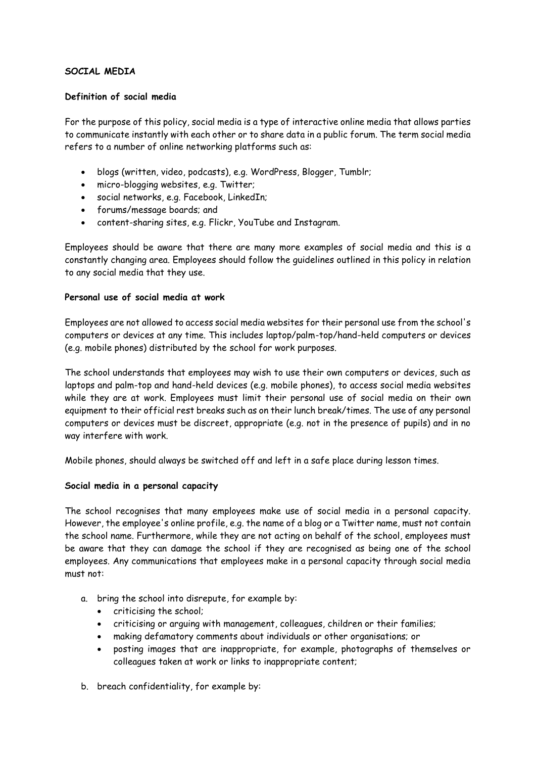**SOCIAL MEDIA**

**Definition of social media**

For the purpose of this policy, social media is a type of interactive online media that allows parties to communicate instantly with each other or to share data in a public forum. The term social media refers to a number of online networking platforms such as:

- blogs (written, video, podcasts), e.g. WordPress, Blogger, Tumblr;
- micro-blogging websites, e.g. Twitter;
- social networks, e.g. Facebook, LinkedIn;
- forums/message boards; and
- content-sharing sites, e.g. Flickr, YouTube and Instagram.

Employees should be aware that there are many more examples of social media and this is a constantly changing area. Employees should follow the guidelines outlined in this policy in relation to any social media that they use.

**Personal use of social media at work**

Employees are not allowed to access social media websites for their personal use from the school's computers or devices at any time. This includes laptop/palm-top/hand-held computers or devices (e.g. mobile phones) distributed by the school for work purposes.

The school understands that employees may wish to use their own computers or devices, such as laptops and palm-top and hand-held devices (e.g. mobile phones), to access social media websites while they are at work. Employees must limit their personal use of social media on their own equipment to their official rest breaks such as on their lunch break/times. The use of any personal computers or devices must be discreet, appropriate (e.g. not in the presence of pupils) and in no way interfere with work.

Mobile phones, should always be switched off and left in a safe place during lesson times.

**Social media in a personal capacity**

The school recognises that many employees make use of social media in a personal capacity. However, the employee's online profile, e.g. the name of a blog or a Twitter name, must not contain the school name. Furthermore, while they are not acting on behalf of the school, employees must be aware that they can damage the school if they are recognised as being one of the school employees. Any communications that employees make in a personal capacity through social media must not:

a. bring the school into disrepute, for example by:
   - criticising the school;
   - criticising or arguing with management, colleagues, children or their families;
   - making defamatory comments about individuals or other organisations; or
   - posting images that are inappropriate, for example, photographs of themselves or colleagues taken at work or links to inappropriate content;

b. breach confidentiality, for example by: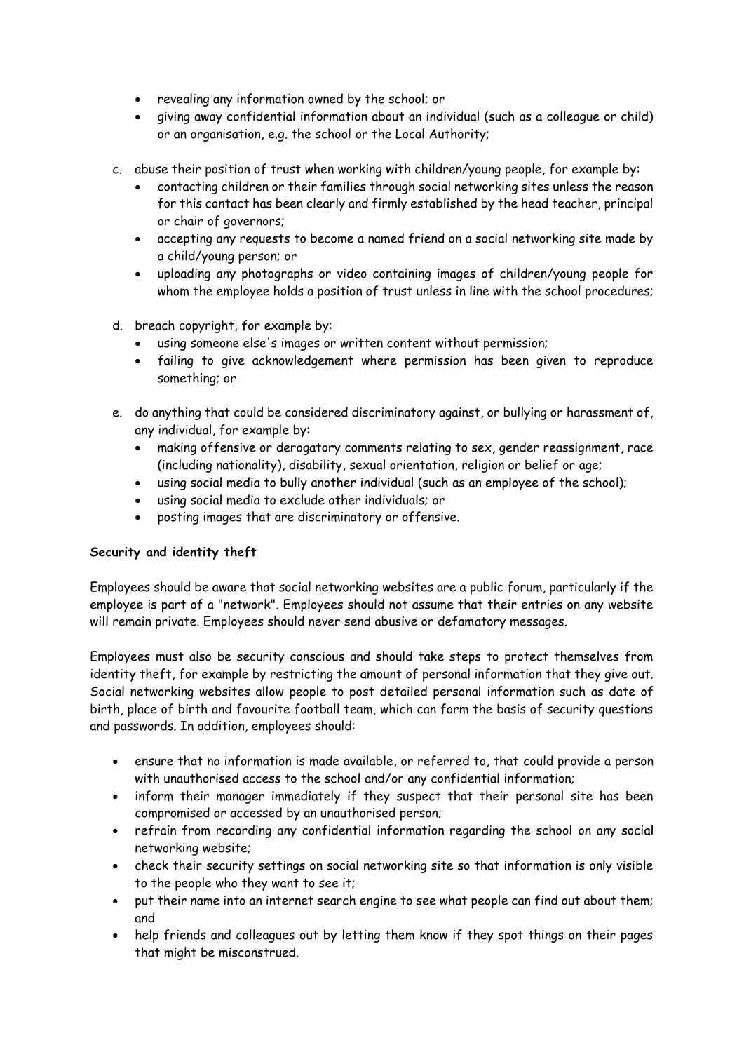- revealing any information owned by the school; or
- giving away confidential information about an individual (such as a colleague or child) or an organisation, e.g. the school or the Local Authority;

c. abuse their position of trust when working with children/young people, for example by:
   - contacting children or their families through social networking sites unless the reason for this contact has been clearly and firmly established by the head teacher, principal or chair of governors;
   - accepting any requests to become a named friend on a social networking site made by a child/young person; or
   - uploading any photographs or video containing images of children/young people for whom the employee holds a position of trust unless in line with the school procedures;

d. breach copyright, for example by:
   - using someone else's images or written content without permission;
   - failing to give acknowledgement where permission has been given to reproduce something; or

e. do anything that could be considered discriminatory against, or bullying or harassment of, any individual, for example by:
   - making offensive or derogatory comments relating to sex, gender reassignment, race (including nationality), disability, sexual orientation, religion or belief or age;
   - using social media to bully another individual (such as an employee of the school);
   - using social media to exclude other individuals; or
   - posting images that are discriminatory or offensive.

**Security and identity theft**

Employees should be aware that social networking websites are a public forum, particularly if the employee is part of a "network". Employees should not assume that their entries on any website will remain private. Employees should never send abusive or defamatory messages.

Employees must also be security conscious and should take steps to protect themselves from identity theft, for example by restricting the amount of personal information that they give out. Social networking websites allow people to post detailed personal information such as date of birth, place of birth and favourite football team, which can form the basis of security questions and passwords. In addition, employees should:

- ensure that no information is made available, or referred to, that could provide a person with unauthorised access to the school and/or any confidential information;
- inform their manager immediately if they suspect that their personal site has been compromised or accessed by an unauthorised person;
- refrain from recording any confidential information regarding the school on any social networking website;
- check their security settings on social networking site so that information is only visible to the people who they want to see it;
- put their name into an internet search engine to see what people can find out about them; and
- help friends and colleagues out by letting them know if they spot things on their pages that might be misconstrued.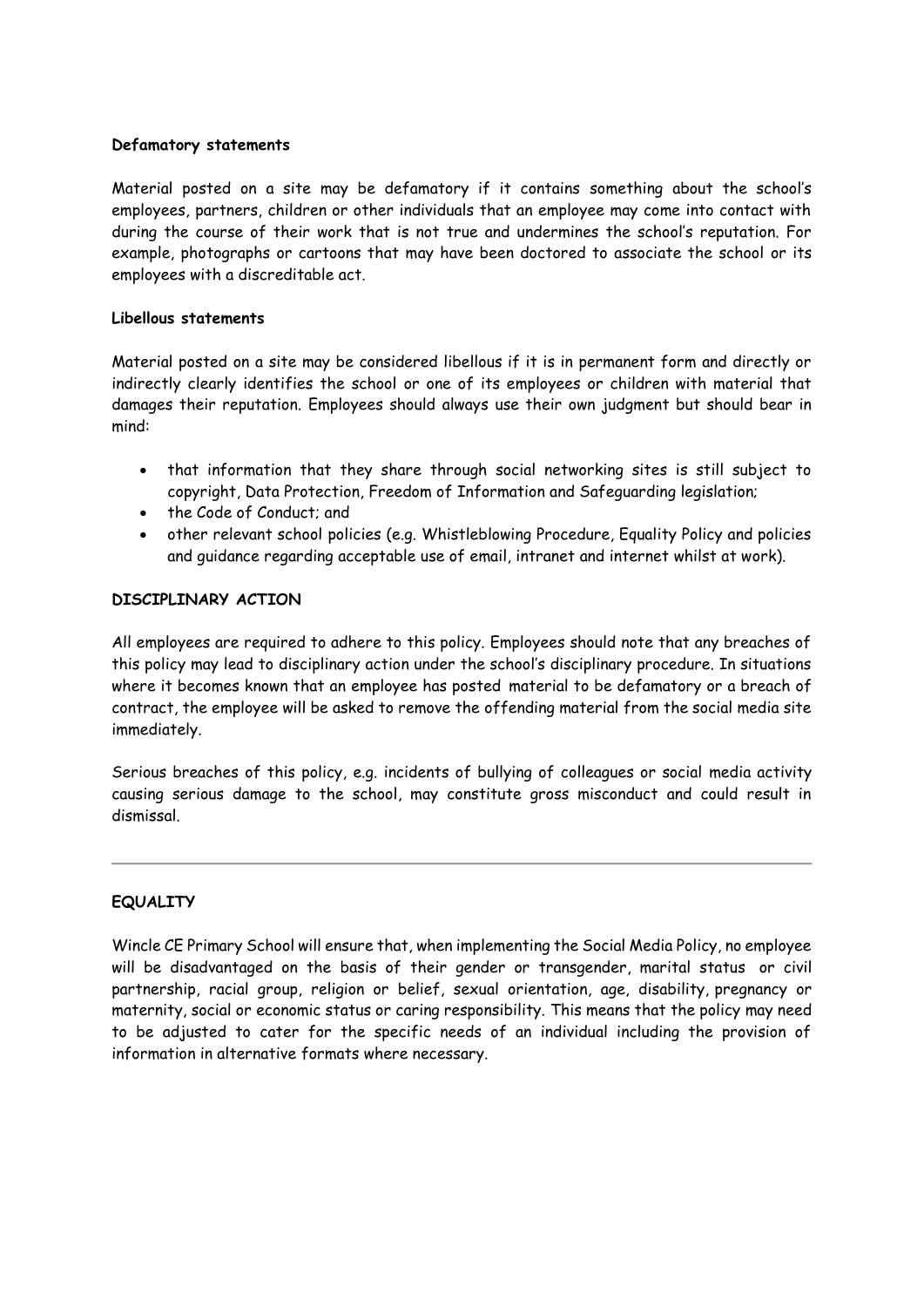**Defamatory statements**

Material posted on a site may be defamatory if it contains something about the school's employees, partners, children or other individuals that an employee may come into contact with during the course of their work that is not true and undermines the school's reputation. For example, photographs or cartoons that may have been doctored to associate the school or its employees with a discreditable act.

**Libellous statements**

Material posted on a site may be considered libellous if it is in permanent form and directly or indirectly clearly identifies the school or one of its employees or children with material that damages their reputation. Employees should always use their own judgment but should bear in mind:

- that information that they share through social networking sites is still subject to copyright, Data Protection, Freedom of Information and Safeguarding legislation;
- the Code of Conduct; and
- other relevant school policies (e.g. Whistleblowing Procedure, Equality Policy and policies and guidance regarding acceptable use of email, intranet and internet whilst at work).

**DISCIPLINARY ACTION**

All employees are required to adhere to this policy. Employees should note that any breaches of this policy may lead to disciplinary action under the school's disciplinary procedure. In situations where it becomes known that an employee has posted material to be defamatory or a breach of contract, the employee will be asked to remove the offending material from the social media site immediately.

Serious breaches of this policy, e.g. incidents of bullying of colleagues or social media activity causing serious damage to the school, may constitute gross misconduct and could result in dismissal.

---

**EQUALITY**

Wincle CE Primary School will ensure that, when implementing the Social Media Policy, no employee will be disadvantaged on the basis of their gender or transgender, marital status or civil partnership, racial group, religion or belief, sexual orientation, age, disability, pregnancy or maternity, social or economic status or caring responsibility. This means that the policy may need to be adjusted to cater for the specific needs of an individual including the provision of information in alternative formats where necessary.